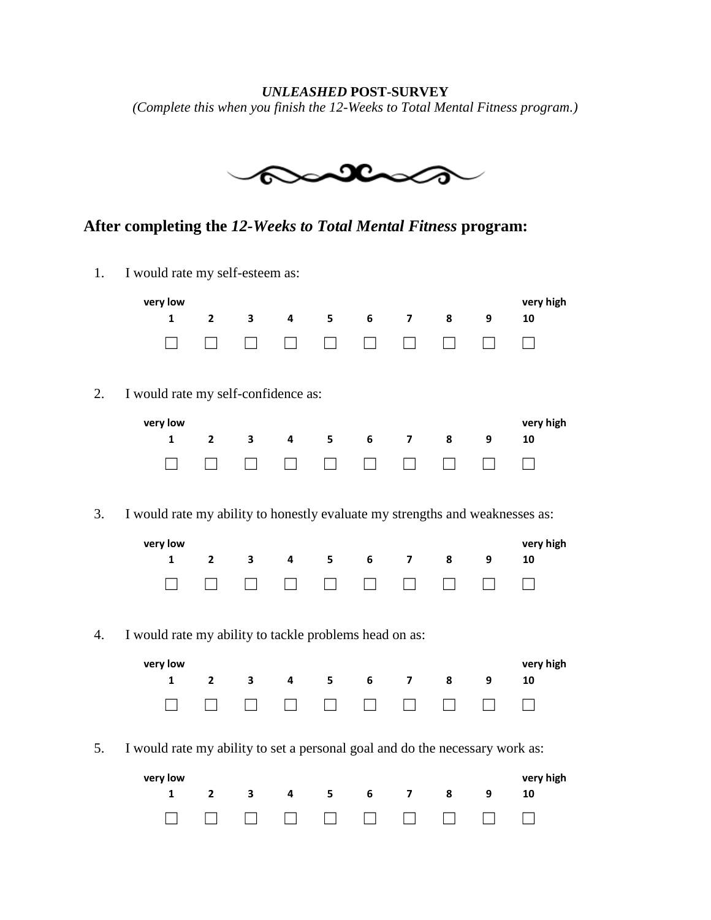***UNLEASHED* POST-SURVEY**

*(Complete this when you finish the 12-Weeks to Total Mental Fitness program.)*

## After completing the *12-Weeks to Total Mental Fitness* program:

1. I would rate my self-esteem as:

| very low 1 | 2 | 3 | 4 | 5 | 6 | 7 | 8 | 9 | very high 10 |
|---|---|---|---|---|---|---|---|---|---|
| ☐ | ☐ | ☐ | ☐ | ☐ | ☐ | ☐ | ☐ | ☐ | ☐ |

2. I would rate my self-confidence as:

| very low 1 | 2 | 3 | 4 | 5 | 6 | 7 | 8 | 9 | very high 10 |
|---|---|---|---|---|---|---|---|---|---|
| ☐ | ☐ | ☐ | ☐ | ☐ | ☐ | ☐ | ☐ | ☐ | ☐ |

3. I would rate my ability to honestly evaluate my strengths and weaknesses as:

| very low 1 | 2 | 3 | 4 | 5 | 6 | 7 | 8 | 9 | very high 10 |
|---|---|---|---|---|---|---|---|---|---|
| ☐ | ☐ | ☐ | ☐ | ☐ | ☐ | ☐ | ☐ | ☐ | ☐ |

4. I would rate my ability to tackle problems head on as:

| very low 1 | 2 | 3 | 4 | 5 | 6 | 7 | 8 | 9 | very high 10 |
|---|---|---|---|---|---|---|---|---|---|
| ☐ | ☐ | ☐ | ☐ | ☐ | ☐ | ☐ | ☐ | ☐ | ☐ |

5. I would rate my ability to set a personal goal and do the necessary work as:

| very low 1 | 2 | 3 | 4 | 5 | 6 | 7 | 8 | 9 | very high 10 |
|---|---|---|---|---|---|---|---|---|---|
| ☐ | ☐ | ☐ | ☐ | ☐ | ☐ | ☐ | ☐ | ☐ | ☐ |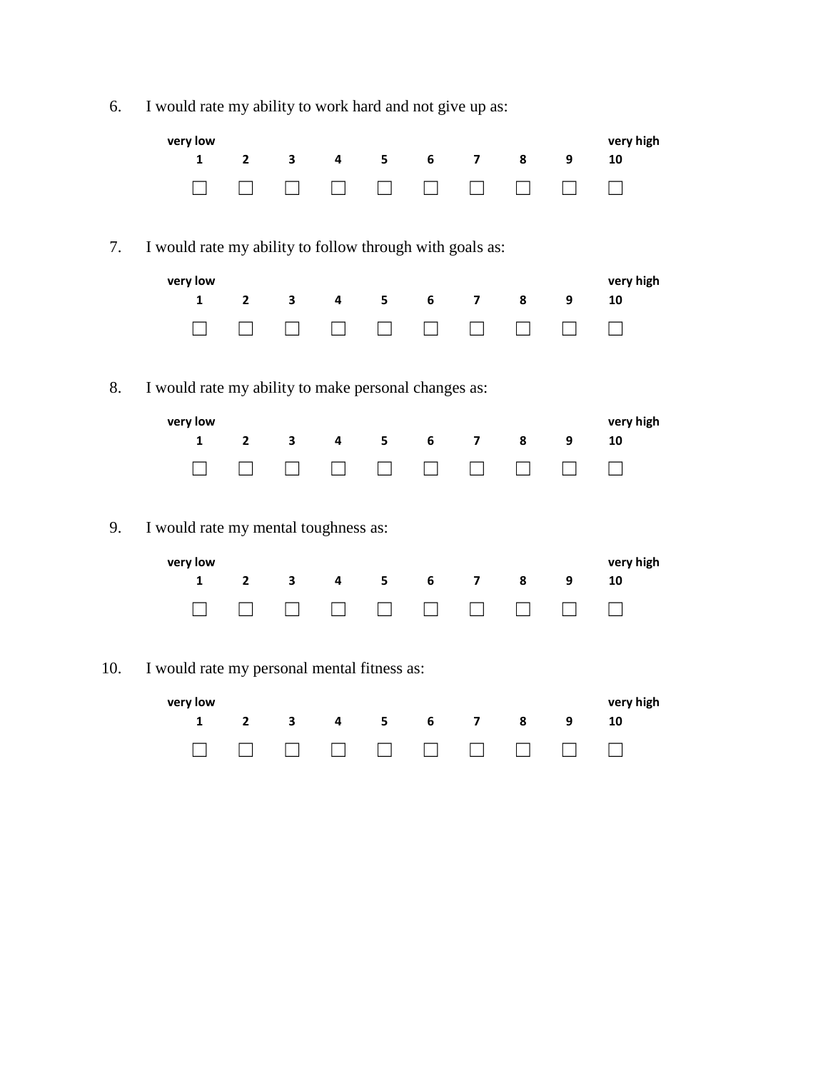6. I would rate my ability to work hard and not give up as:

| very low | | | | | | | | | very high |
|---|---|---|---|---|---|---|---|---|---|
| 1 | 2 | 3 | 4 | 5 | 6 | 7 | 8 | 9 | 10 |
| ☐ | ☐ | ☐ | ☐ | ☐ | ☐ | ☐ | ☐ | ☐ | ☐ |

7. I would rate my ability to follow through with goals as:

| very low | | | | | | | | | very high |
|---|---|---|---|---|---|---|---|---|---|
| 1 | 2 | 3 | 4 | 5 | 6 | 7 | 8 | 9 | 10 |
| ☐ | ☐ | ☐ | ☐ | ☐ | ☐ | ☐ | ☐ | ☐ | ☐ |

8. I would rate my ability to make personal changes as:

| very low | | | | | | | | | very high |
|---|---|---|---|---|---|---|---|---|---|
| 1 | 2 | 3 | 4 | 5 | 6 | 7 | 8 | 9 | 10 |
| ☐ | ☐ | ☐ | ☐ | ☐ | ☐ | ☐ | ☐ | ☐ | ☐ |

9. I would rate my mental toughness as:

| very low | | | | | | | | | very high |
|---|---|---|---|---|---|---|---|---|---|
| 1 | 2 | 3 | 4 | 5 | 6 | 7 | 8 | 9 | 10 |
| ☐ | ☐ | ☐ | ☐ | ☐ | ☐ | ☐ | ☐ | ☐ | ☐ |

10. I would rate my personal mental fitness as:

| very low | | | | | | | | | very high |
|---|---|---|---|---|---|---|---|---|---|
| 1 | 2 | 3 | 4 | 5 | 6 | 7 | 8 | 9 | 10 |
| ☐ | ☐ | ☐ | ☐ | ☐ | ☐ | ☐ | ☐ | ☐ | ☐ |